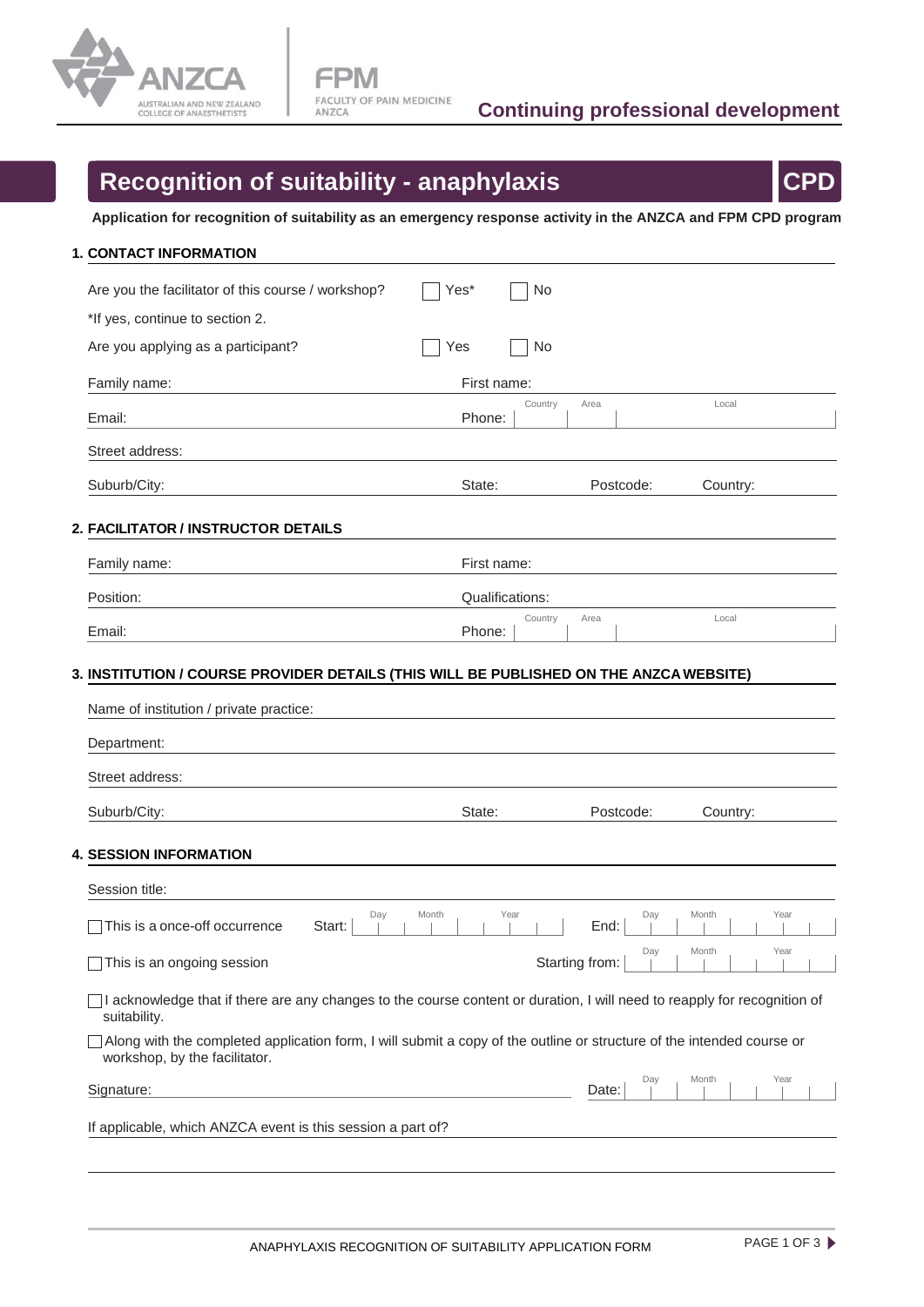Continuing professional development

# Recognition of suitability - anaphylaxis

**CPD**

**Application for recognition of suitability as an emergency response activity in the ANZCA and FPM CPD program**

## 1. CONTACT INFORMATION

Are you the facilitator of this course / workshop? ☐ Yes* ☐ No

*If yes, continue to section 2.

Are you applying as a participant? ☐ Yes ☐ No

Family name: First name:

Email: Phone: Country / Area / Local

Street address:

Suburb/City: State: Postcode: Country:

## 2. FACILITATOR / INSTRUCTOR DETAILS

Family name: First name:

Position: Qualifications:

Email: Phone: Country / Area / Local

## 3. INSTITUTION / COURSE PROVIDER DETAILS (THIS WILL BE PUBLISHED ON THE ANZCA WEBSITE)

Name of institution / private practice:

Department:

Street address:

Suburb/City: State: Postcode: Country:

## 4. SESSION INFORMATION

Session title:

☐ This is a once-off occurrence Start: Day / Month / Year End: Day / Month / Year

☐ This is an ongoing session Starting from: Day / Month / Year

☐ I acknowledge that if there are any changes to the course content or duration, I will need to reapply for recognition of suitability.

☐ Along with the completed application form, I will submit a copy of the outline or structure of the intended course or workshop, by the facilitator.

Signature: Date: Day / Month / Year

If applicable, which ANZCA event is this session a part of?

ANAPHYLAXIS RECOGNITION OF SUITABILITY APPLICATION FORM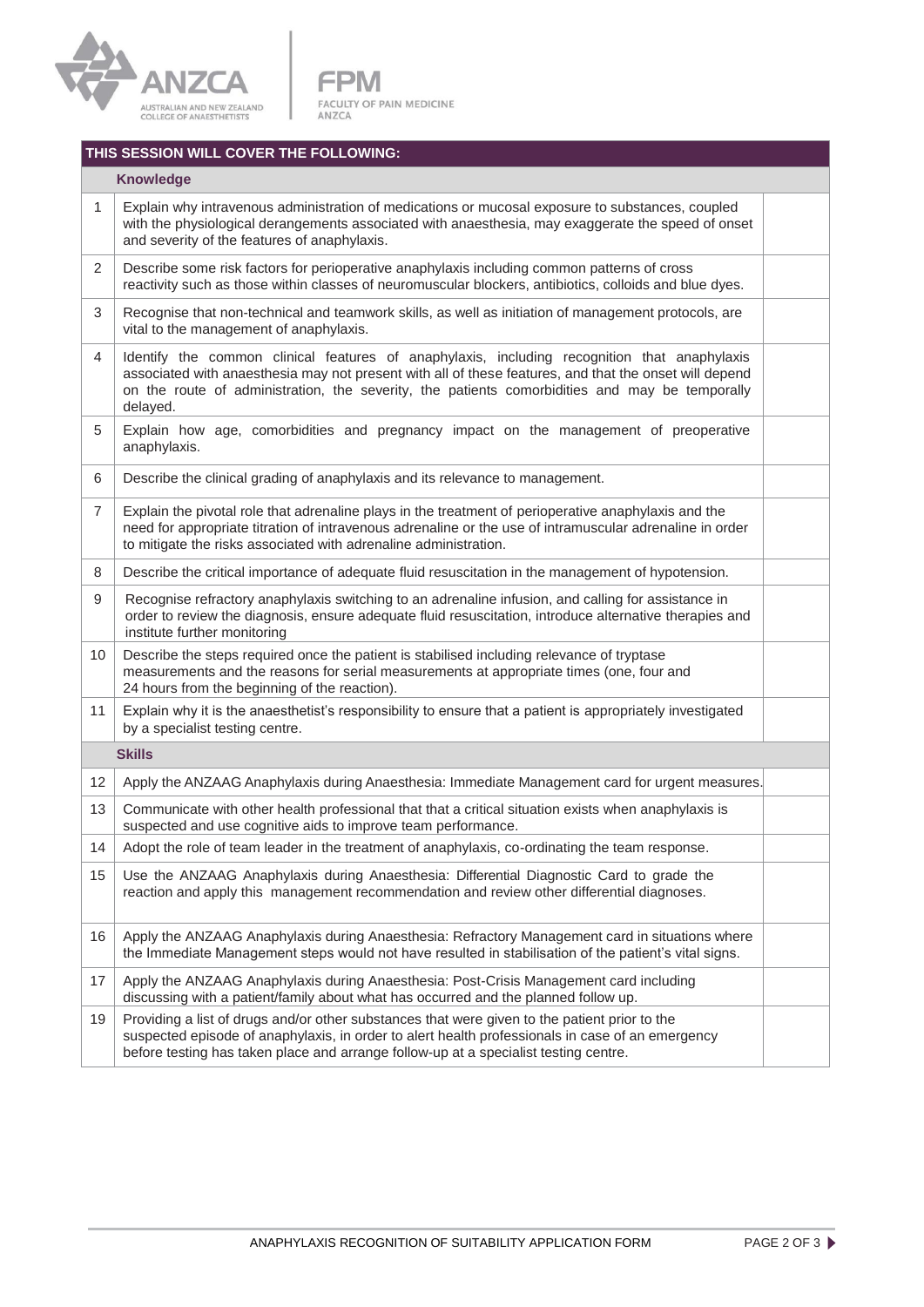| THIS SESSION WILL COVER THE FOLLOWING: | | |
|---|---|---|
| | **Knowledge** | |
| 1 | Explain why intravenous administration of medications or mucosal exposure to substances, coupled with the physiological derangements associated with anaesthesia, may exaggerate the speed of onset and severity of the features of anaphylaxis. | |
| 2 | Describe some risk factors for perioperative anaphylaxis including common patterns of cross reactivity such as those within classes of neuromuscular blockers, antibiotics, colloids and blue dyes. | |
| 3 | Recognise that non-technical and teamwork skills, as well as initiation of management protocols, are vital to the management of anaphylaxis. | |
| 4 | Identify the common clinical features of anaphylaxis, including recognition that anaphylaxis associated with anaesthesia may not present with all of these features, and that the onset will depend on the route of administration, the severity, the patients comorbidities and may be temporally delayed. | |
| 5 | Explain how age, comorbidities and pregnancy impact on the management of preoperative anaphylaxis. | |
| 6 | Describe the clinical grading of anaphylaxis and its relevance to management. | |
| 7 | Explain the pivotal role that adrenaline plays in the treatment of perioperative anaphylaxis and the need for appropriate titration of intravenous adrenaline or the use of intramuscular adrenaline in order to mitigate the risks associated with adrenaline administration. | |
| 8 | Describe the critical importance of adequate fluid resuscitation in the management of hypotension. | |
| 9 | Recognise refractory anaphylaxis switching to an adrenaline infusion, and calling for assistance in order to review the diagnosis, ensure adequate fluid resuscitation, introduce alternative therapies and institute further monitoring | |
| 10 | Describe the steps required once the patient is stabilised including relevance of tryptase measurements and the reasons for serial measurements at appropriate times (one, four and 24 hours from the beginning of the reaction). | |
| 11 | Explain why it is the anaesthetist's responsibility to ensure that a patient is appropriately investigated by a specialist testing centre. | |
| | **Skills** | |
| 12 | Apply the ANZAAG Anaphylaxis during Anaesthesia: Immediate Management card for urgent measures. | |
| 13 | Communicate with other health professional that that a critical situation exists when anaphylaxis is suspected and use cognitive aids to improve team performance. | |
| 14 | Adopt the role of team leader in the treatment of anaphylaxis, co-ordinating the team response. | |
| 15 | Use the ANZAAG Anaphylaxis during Anaesthesia: Differential Diagnostic Card to grade the reaction and apply this management recommendation and review other differential diagnoses. | |
| 16 | Apply the ANZAAG Anaphylaxis during Anaesthesia: Refractory Management card in situations where the Immediate Management steps would not have resulted in stabilisation of the patient's vital signs. | |
| 17 | Apply the ANZAAG Anaphylaxis during Anaesthesia: Post-Crisis Management card including discussing with a patient/family about what has occurred and the planned follow up. | |
| 19 | Providing a list of drugs and/or other substances that were given to the patient prior to the suspected episode of anaphylaxis, in order to alert health professionals in case of an emergency before testing has taken place and arrange follow-up at a specialist testing centre. | |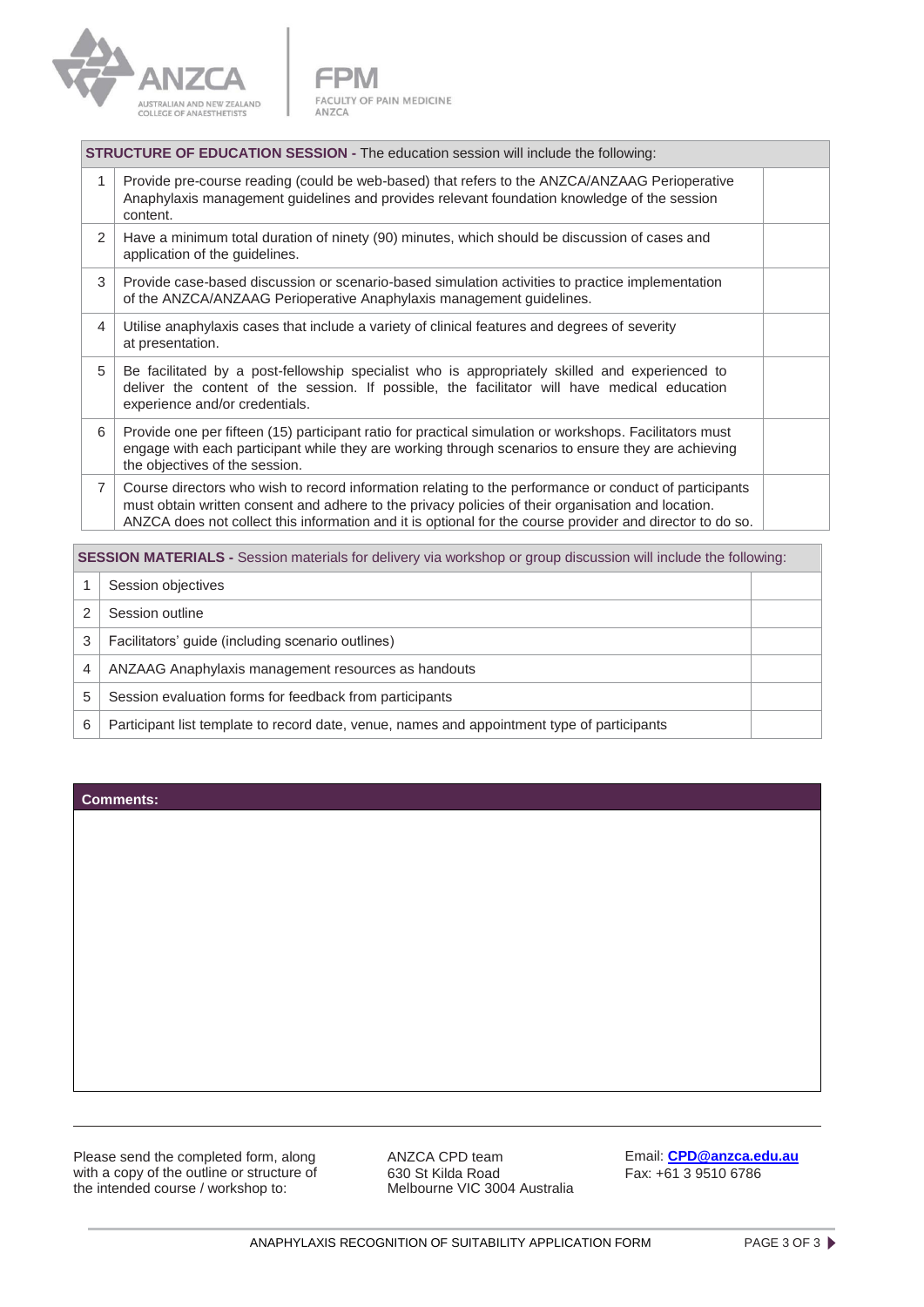| STRUCTURE OF EDUCATION SESSION - The education session will include the following: | | |
|---|---|---|
| 1 | Provide pre-course reading (could be web-based) that refers to the ANZCA/ANZAAG Perioperative Anaphylaxis management guidelines and provides relevant foundation knowledge of the session content. | |
| 2 | Have a minimum total duration of ninety (90) minutes, which should be discussion of cases and application of the guidelines. | |
| 3 | Provide case-based discussion or scenario-based simulation activities to practice implementation of the ANZCA/ANZAAG Perioperative Anaphylaxis management guidelines. | |
| 4 | Utilise anaphylaxis cases that include a variety of clinical features and degrees of severity at presentation. | |
| 5 | Be facilitated by a post-fellowship specialist who is appropriately skilled and experienced to deliver the content of the session. If possible, the facilitator will have medical education experience and/or credentials. | |
| 6 | Provide one per fifteen (15) participant ratio for practical simulation or workshops. Facilitators must engage with each participant while they are working through scenarios to ensure they are achieving the objectives of the session. | |
| 7 | Course directors who wish to record information relating to the performance or conduct of participants must obtain written consent and adhere to the privacy policies of their organisation and location. ANZCA does not collect this information and it is optional for the course provider and director to do so. | |

| SESSION MATERIALS - Session materials for delivery via workshop or group discussion will include the following: | | |
|---|---|---|
| 1 | Session objectives | |
| 2 | Session outline | |
| 3 | Facilitators' guide (including scenario outlines) | |
| 4 | ANZAAG Anaphylaxis management resources as handouts | |
| 5 | Session evaluation forms for feedback from participants | |
| 6 | Participant list template to record date, venue, names and appointment type of participants | |

**Comments:**

Please send the completed form, along with a copy of the outline or structure of the intended course / workshop to:

ANZCA CPD team
630 St Kilda Road
Melbourne VIC 3004 Australia

Email: **CPD@anzca.edu.au**
Fax: +61 3 9510 6786